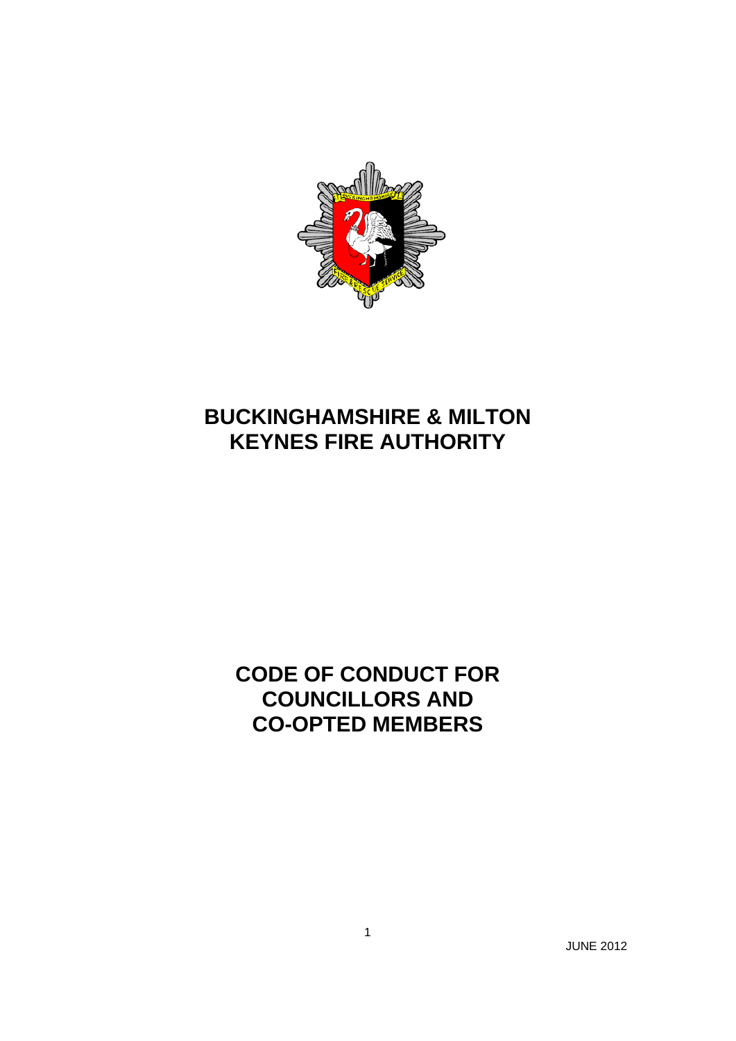# BUCKINGHAMSHIRE & MILTON KEYNES FIRE AUTHORITY

# CODE OF CONDUCT FOR COUNCILLORS AND CO-OPTED MEMBERS

JUNE 2012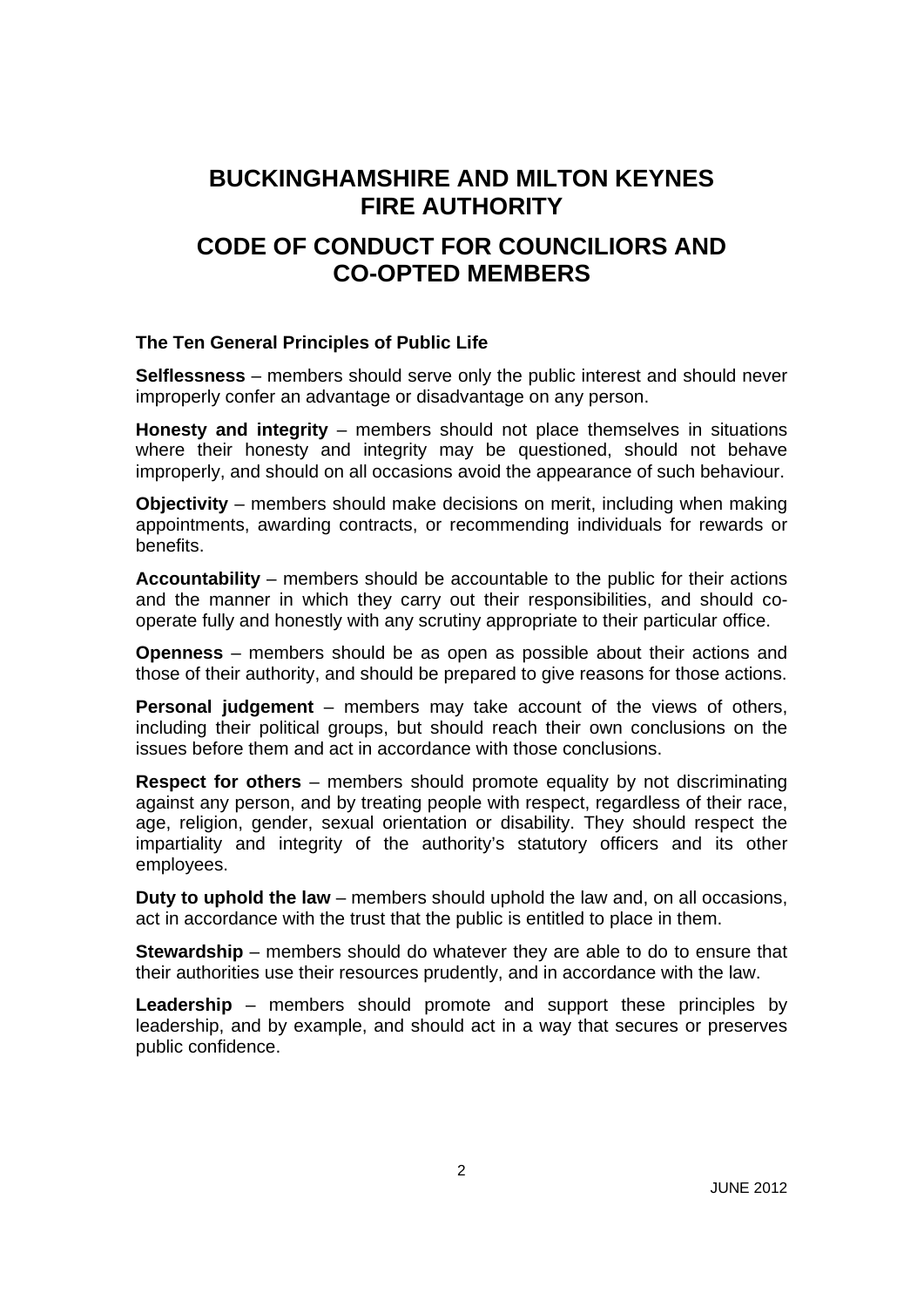# BUCKINGHAMSHIRE AND MILTON KEYNES FIRE AUTHORITY

# CODE OF CONDUCT FOR COUNCILIORS AND CO-OPTED MEMBERS

**The Ten General Principles of Public Life**

**Selflessness** – members should serve only the public interest and should never improperly confer an advantage or disadvantage on any person.

**Honesty and integrity** – members should not place themselves in situations where their honesty and integrity may be questioned, should not behave improperly, and should on all occasions avoid the appearance of such behaviour.

**Objectivity** – members should make decisions on merit, including when making appointments, awarding contracts, or recommending individuals for rewards or benefits.

**Accountability** – members should be accountable to the public for their actions and the manner in which they carry out their responsibilities, and should co-operate fully and honestly with any scrutiny appropriate to their particular office.

**Openness** – members should be as open as possible about their actions and those of their authority, and should be prepared to give reasons for those actions.

**Personal judgement** – members may take account of the views of others, including their political groups, but should reach their own conclusions on the issues before them and act in accordance with those conclusions.

**Respect for others** – members should promote equality by not discriminating against any person, and by treating people with respect, regardless of their race, age, religion, gender, sexual orientation or disability. They should respect the impartiality and integrity of the authority's statutory officers and its other employees.

**Duty to uphold the law** – members should uphold the law and, on all occasions, act in accordance with the trust that the public is entitled to place in them.

**Stewardship** – members should do whatever they are able to do to ensure that their authorities use their resources prudently, and in accordance with the law.

**Leadership** – members should promote and support these principles by leadership, and by example, and should act in a way that secures or preserves public confidence.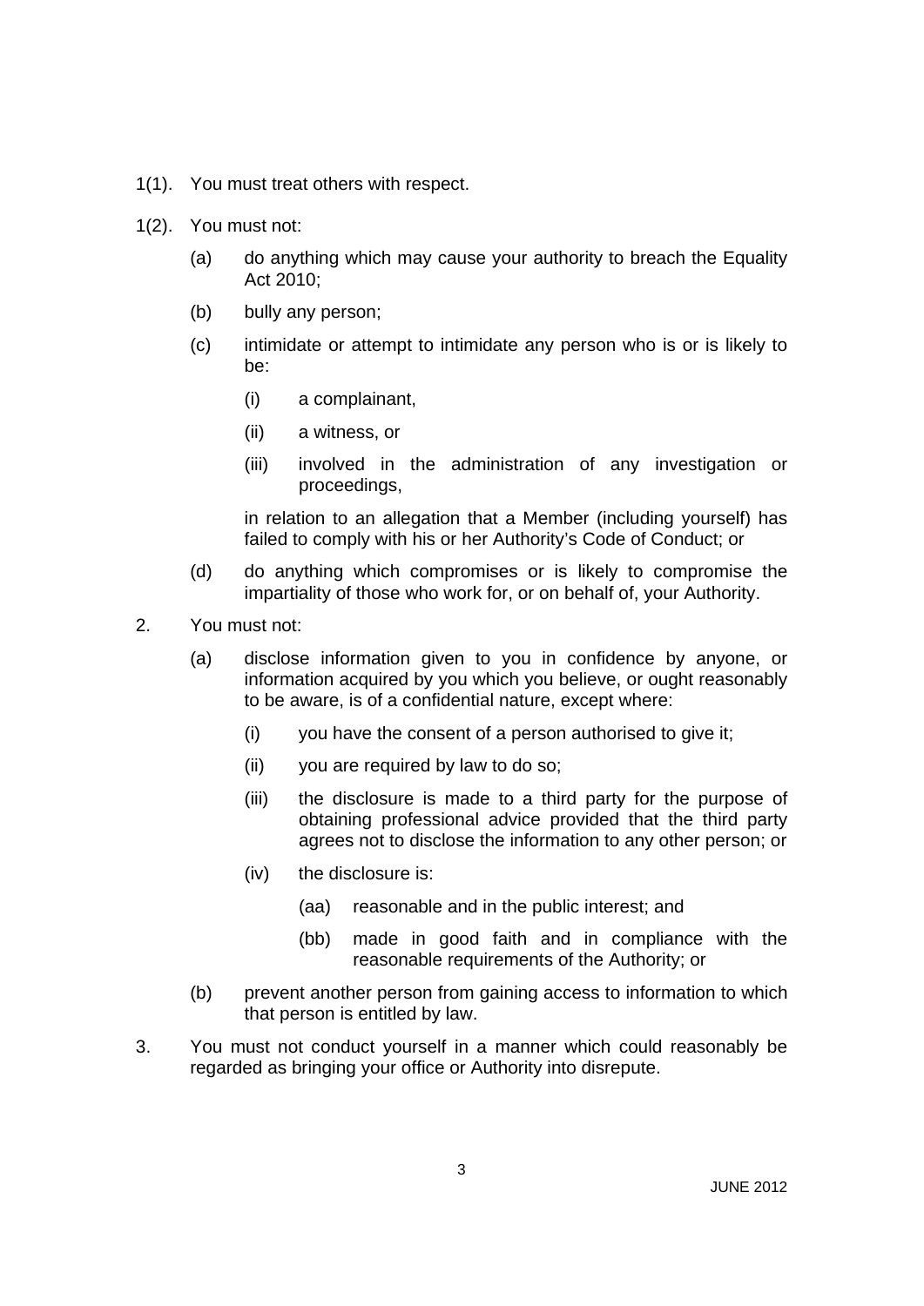1(1). You must treat others with respect.

1(2). You must not:

- (a) do anything which may cause your authority to breach the Equality Act 2010;
- (b) bully any person;
- (c) intimidate or attempt to intimidate any person who is or is likely to be:
  - (i) a complainant,
  - (ii) a witness, or
  - (iii) involved in the administration of any investigation or proceedings,

  in relation to an allegation that a Member (including yourself) has failed to comply with his or her Authority's Code of Conduct; or
- (d) do anything which compromises or is likely to compromise the impartiality of those who work for, or on behalf of, your Authority.

2. You must not:

- (a) disclose information given to you in confidence by anyone, or information acquired by you which you believe, or ought reasonably to be aware, is of a confidential nature, except where:
  - (i) you have the consent of a person authorised to give it;
  - (ii) you are required by law to do so;
  - (iii) the disclosure is made to a third party for the purpose of obtaining professional advice provided that the third party agrees not to disclose the information to any other person; or
  - (iv) the disclosure is:
    - (aa) reasonable and in the public interest; and
    - (bb) made in good faith and in compliance with the reasonable requirements of the Authority; or
- (b) prevent another person from gaining access to information to which that person is entitled by law.

3. You must not conduct yourself in a manner which could reasonably be regarded as bringing your office or Authority into disrepute.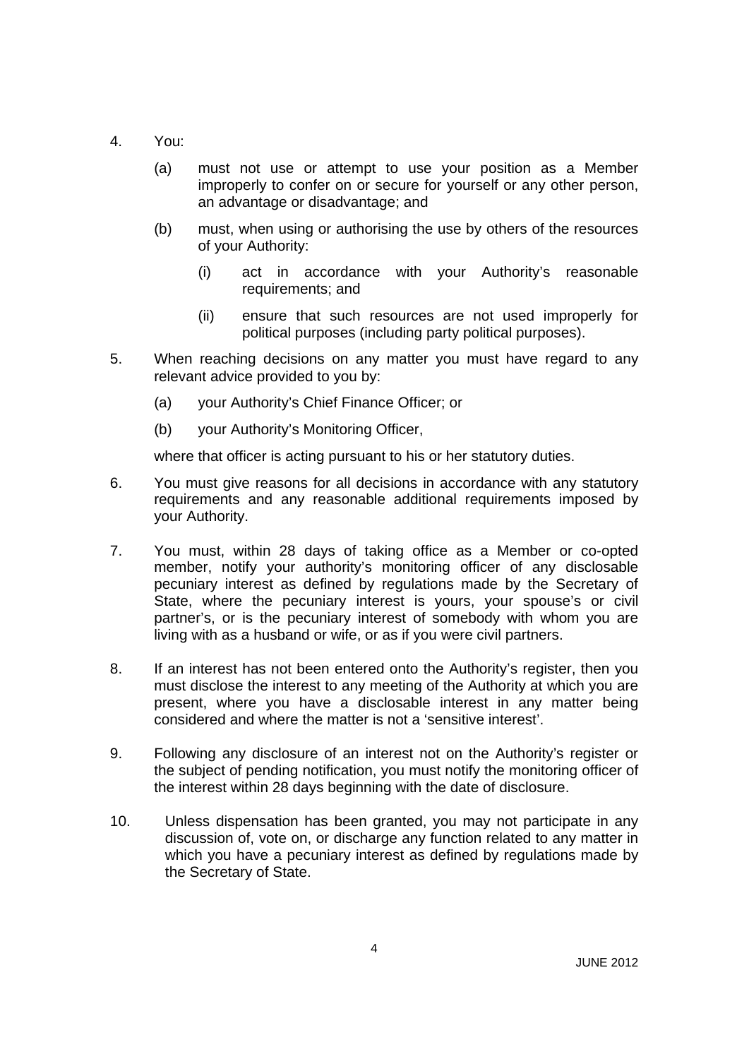4. You:

   (a) must not use or attempt to use your position as a Member improperly to confer on or secure for yourself or any other person, an advantage or disadvantage; and

   (b) must, when using or authorising the use by others of the resources of your Authority:

      (i) act in accordance with your Authority's reasonable requirements; and

      (ii) ensure that such resources are not used improperly for political purposes (including party political purposes).

5. When reaching decisions on any matter you must have regard to any relevant advice provided to you by:

   (a) your Authority's Chief Finance Officer; or

   (b) your Authority's Monitoring Officer,

   where that officer is acting pursuant to his or her statutory duties.

6. You must give reasons for all decisions in accordance with any statutory requirements and any reasonable additional requirements imposed by your Authority.

7. You must, within 28 days of taking office as a Member or co-opted member, notify your authority's monitoring officer of any disclosable pecuniary interest as defined by regulations made by the Secretary of State, where the pecuniary interest is yours, your spouse's or civil partner's, or is the pecuniary interest of somebody with whom you are living with as a husband or wife, or as if you were civil partners.

8. If an interest has not been entered onto the Authority's register, then you must disclose the interest to any meeting of the Authority at which you are present, where you have a disclosable interest in any matter being considered and where the matter is not a 'sensitive interest'.

9. Following any disclosure of an interest not on the Authority's register or the subject of pending notification, you must notify the monitoring officer of the interest within 28 days beginning with the date of disclosure.

10. Unless dispensation has been granted, you may not participate in any discussion of, vote on, or discharge any function related to any matter in which you have a pecuniary interest as defined by regulations made by the Secretary of State.